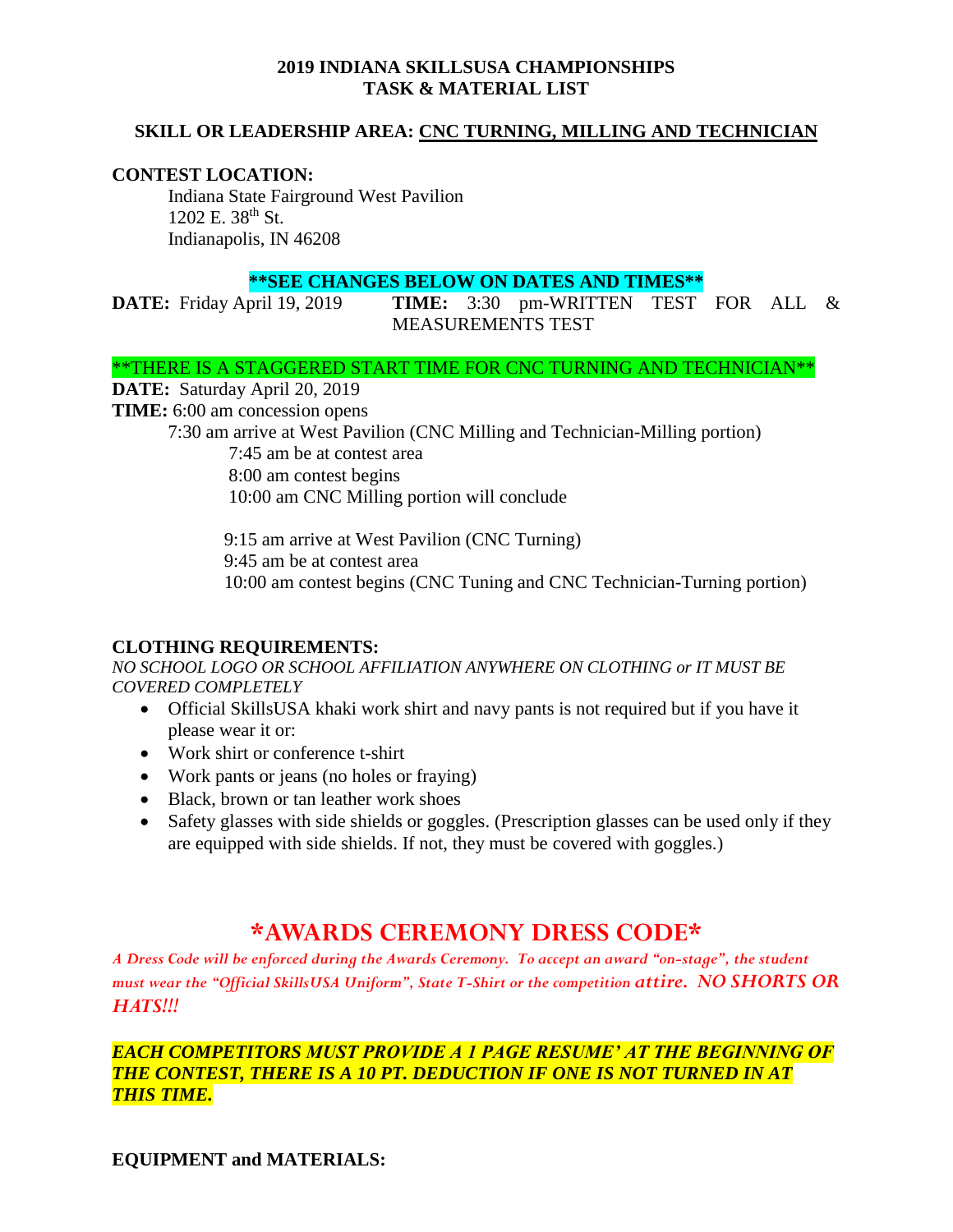**2019 INDIANA SKILLSUSA CHAMPIONSHIPS**
**TASK & MATERIAL LIST**

**SKILL OR LEADERSHIP AREA: CNC TURNING, MILLING AND TECHNICIAN**

**CONTEST LOCATION:**

Indiana State Fairground West Pavilion
1202 E. 38th St.
Indianapolis, IN 46208

**\*\*SEE CHANGES BELOW ON DATES AND TIMES\*\***

**DATE:** Friday April 19, 2019 **TIME:** 3:30 pm-WRITTEN TEST FOR ALL & MEASUREMENTS TEST

\*\*THERE IS A STAGGERED START TIME FOR CNC TURNING AND TECHNICIAN\*\*

**DATE:** Saturday April 20, 2019

**TIME:** 6:00 am concession opens

7:30 am arrive at West Pavilion (CNC Milling and Technician-Milling portion)
7:45 am be at contest area
8:00 am contest begins
10:00 am CNC Milling portion will conclude

9:15 am arrive at West Pavilion (CNC Turning)
9:45 am be at contest area
10:00 am contest begins (CNC Tuning and CNC Technician-Turning portion)

**CLOTHING REQUIREMENTS:**

*NO SCHOOL LOGO OR SCHOOL AFFILIATION ANYWHERE ON CLOTHING or IT MUST BE COVERED COMPLETELY*

- Official SkillsUSA khaki work shirt and navy pants is not required but if you have it please wear it or:
- Work shirt or conference t-shirt
- Work pants or jeans (no holes or fraying)
- Black, brown or tan leather work shoes
- Safety glasses with side shields or goggles. (Prescription glasses can be used only if they are equipped with side shields. If not, they must be covered with goggles.)

# \*AWARDS CEREMONY DRESS CODE\*

*A Dress Code will be enforced during the Awards Ceremony. To accept an award "on-stage", the student must wear the "Official SkillsUSA Uniform", State T-Shirt or the competition attire. NO SHORTS OR HATS!!!*

***EACH COMPETITORS MUST PROVIDE A 1 PAGE RESUME' AT THE BEGINNING OF THE CONTEST, THERE IS A 10 PT. DEDUCTION IF ONE IS NOT TURNED IN AT THIS TIME.***

**EQUIPMENT and MATERIALS:**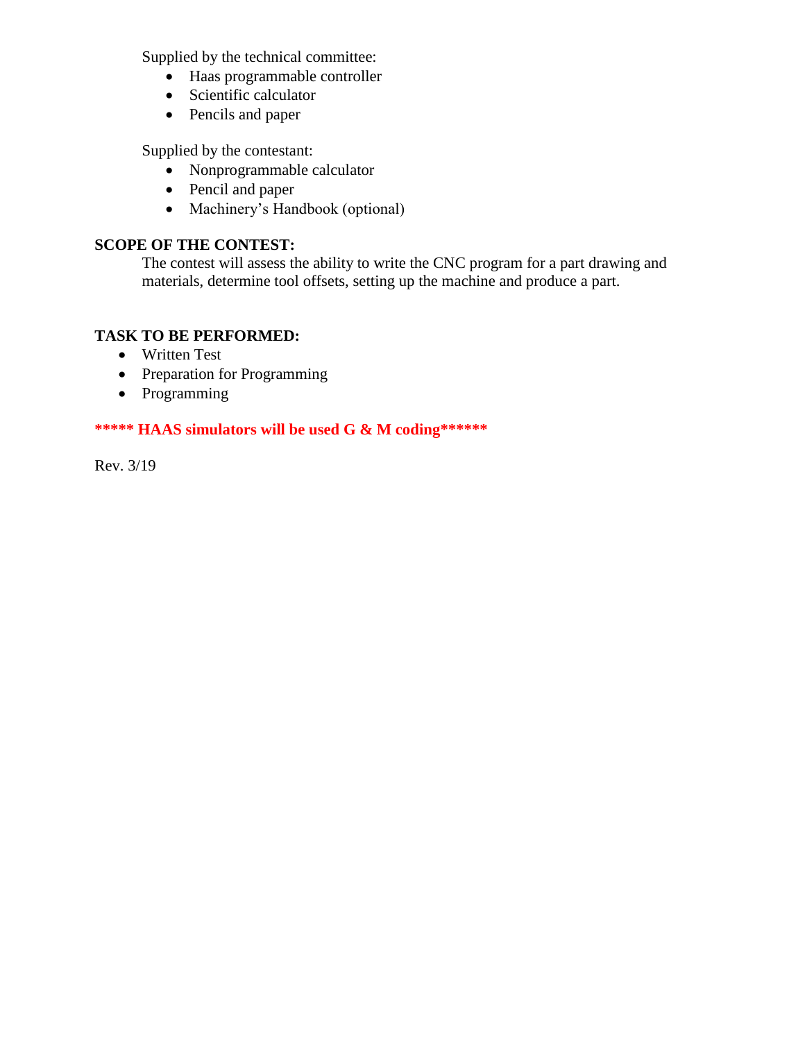Supplied by the technical committee:

- Haas programmable controller
- Scientific calculator
- Pencils and paper

Supplied by the contestant:

- Nonprogrammable calculator
- Pencil and paper
- Machinery's Handbook (optional)

**SCOPE OF THE CONTEST:**

The contest will assess the ability to write the CNC program for a part drawing and materials, determine tool offsets, setting up the machine and produce a part.

**TASK TO BE PERFORMED:**

- Written Test
- Preparation for Programming
- Programming

**\*\*\*\*\* HAAS simulators will be used G & M coding\*\*\*\*\*\***

Rev. 3/19